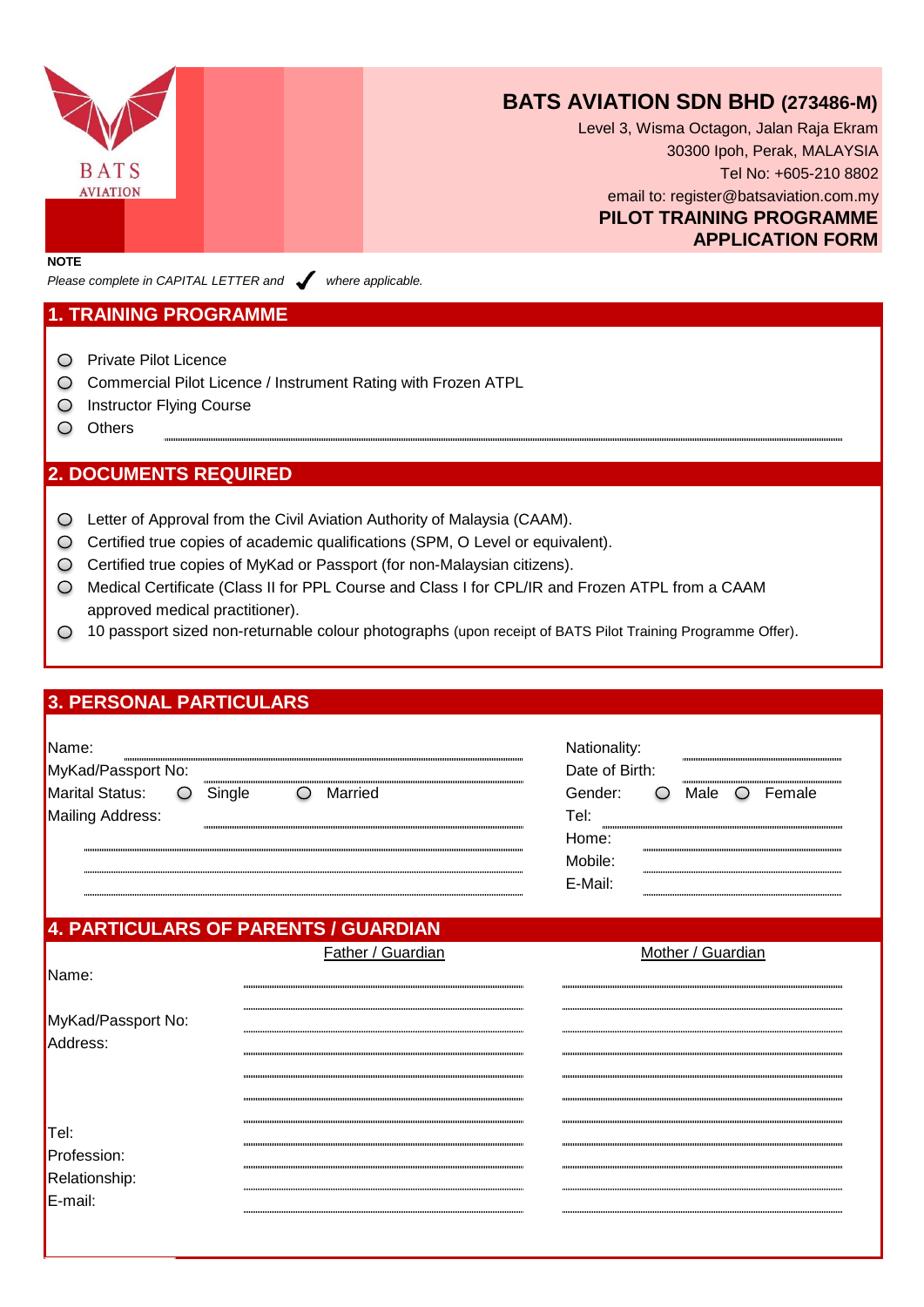# BATS AVIATION SDN BHD (273486-M)

Level 3, Wisma Octagon, Jalan Raja Ekram
30300 Ipoh, Perak, MALAYSIA
Tel No: +605-210 8802
email to: register@batsaviation.com.my

**PILOT TRAINING PROGRAMME**
**APPLICATION FORM**

**NOTE**

*Please complete in CAPITAL LETTER and ✓ where applicable.*

## 1. TRAINING PROGRAMME

- ○ Private Pilot Licence
- ○ Commercial Pilot Licence / Instrument Rating with Frozen ATPL
- ○ Instructor Flying Course
- ○ Others ..............................

## 2. DOCUMENTS REQUIRED

- ○ Letter of Approval from the Civil Aviation Authority of Malaysia (CAAM).
- ○ Certified true copies of academic qualifications (SPM, O Level or equivalent).
- ○ Certified true copies of MyKad or Passport (for non-Malaysian citizens).
- ○ Medical Certificate (Class II for PPL Course and Class I for CPL/IR and Frozen ATPL from a CAAM approved medical practitioner).
- ○ 10 passport sized non-returnable colour photographs (upon receipt of BATS Pilot Training Programme Offer).

## 3. PERSONAL PARTICULARS

Name: ..............................

MyKad/Passport No: ..............................

Marital Status: ○ Single ○ Married

Mailing Address: ..............................

..............................

..............................

..............................

Nationality: ..............................

Date of Birth: ..............................

Gender: ○ Male ○ Female

Tel: ..............................

Home: ..............................

Mobile: ..............................

E-Mail: ..............................

## 4. PARTICULARS OF PARENTS / GUARDIAN

| | Father / Guardian | Mother / Guardian |
|---|---|---|
| Name: | | |
| MyKad/Passport No: | | |
| Address: | | |
| | | |
| | | |
| | | |
| Tel: | | |
| Profession: | | |
| Relationship: | | |
| E-mail: | | |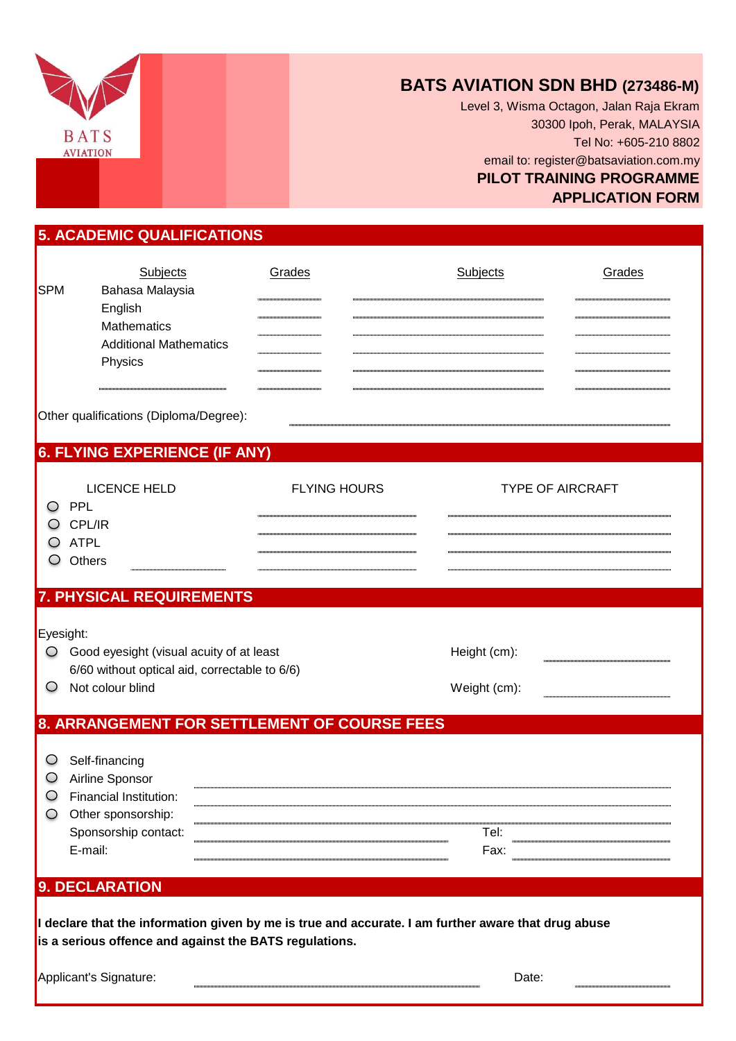BATS AVIATION

**BATS AVIATION SDN BHD (273486-M)**

Level 3, Wisma Octagon, Jalan Raja Ekram
30300 Ipoh, Perak, MALAYSIA
Tel No: +605-210 8802
email to: register@batsaviation.com.my

**PILOT TRAINING PROGRAMME**
**APPLICATION FORM**

## 5. ACADEMIC QUALIFICATIONS

| | Subjects | Grades | Subjects | Grades |
|---|---|---|---|---|
| SPM | Bahasa Malaysia | | | |
| | English | | | |
| | Mathematics | | | |
| | Additional Mathematics | | | |
| | Physics | | | |
| | | | | |

Other qualifications (Diploma/Degree): ____________________

## 6. FLYING EXPERIENCE (IF ANY)

| LICENCE HELD | FLYING HOURS | TYPE OF AIRCRAFT |
|---|---|---|
| ○ PPL | | |
| ○ CPL/IR | | |
| ○ ATPL | | |
| ○ Others ________ | | |

## 7. PHYSICAL REQUIREMENTS

Eyesight:

- ○ Good eyesight (visual acuity of at least 6/60 without optical aid, correctable to 6/6)
- ○ Not colour blind

Height (cm): ____________________

Weight (cm): ____________________

## 8. ARRANGEMENT FOR SETTLEMENT OF COURSE FEES

- ○ Self-financing
- ○ Airline Sponsor ____________________
- ○ Financial Institution: ____________________
- ○ Other sponsorship: ____________________

Sponsorship contact: ____________________ Tel: ____________________

E-mail: ____________________ Fax: ____________________

## 9. DECLARATION

**I declare that the information given by me is true and accurate. I am further aware that drug abuse is a serious offence and against the BATS regulations.**

Applicant's Signature: ____________________ Date: ____________________